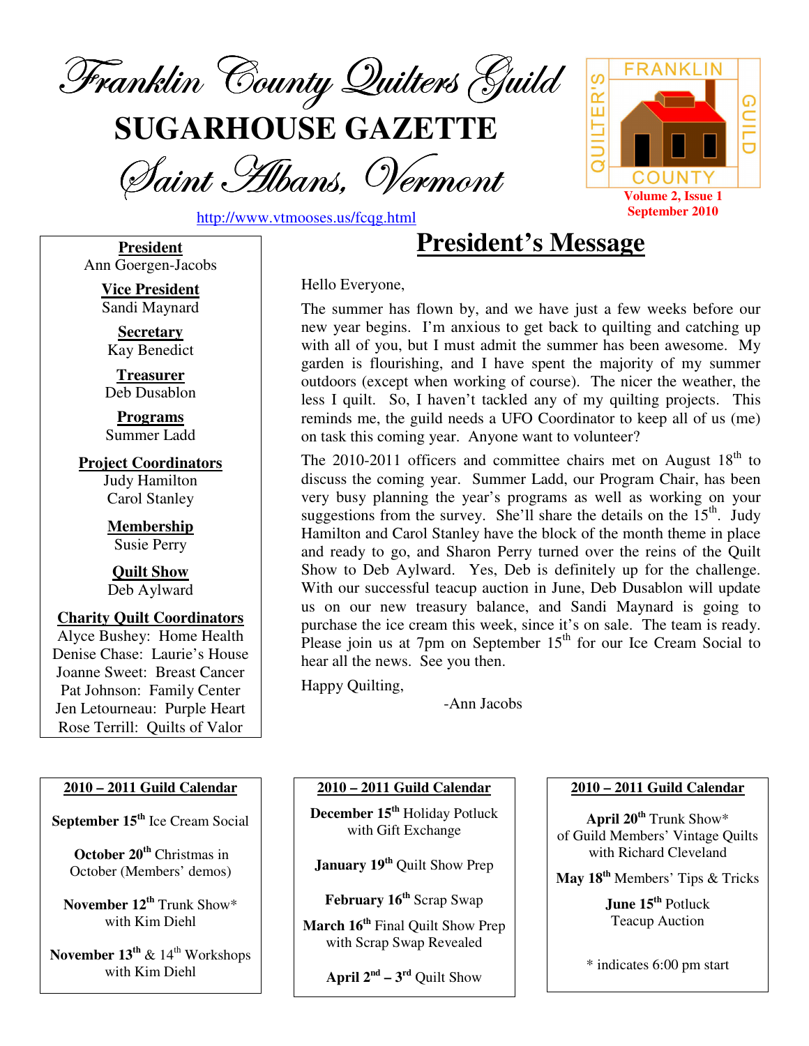# Franklin County Quilters Guild

# SUGARHOUSE GAZETTE

## Saint Albans, Vermont

http://www.vtmooses.us/fcqg.html

FRANKLIN QUILTER'S COUNTY GUILD

**Volume 2, Issue 1**
**September 2010**

**President**
Ann Goergen-Jacobs

**Vice President**
Sandi Maynard

**Secretary**
Kay Benedict

**Treasurer**
Deb Dusablon

**Programs**
Summer Ladd

**Project Coordinators**
Judy Hamilton
Carol Stanley

**Membership**
Susie Perry

**Quilt Show**
Deb Aylward

**Charity Quilt Coordinators**
Alyce Bushey: Home Health
Denise Chase: Laurie's House
Joanne Sweet: Breast Cancer
Pat Johnson: Family Center
Jen Letourneau: Purple Heart
Rose Terrill: Quilts of Valor

## President's Message

Hello Everyone,

The summer has flown by, and we have just a few weeks before our new year begins. I'm anxious to get back to quilting and catching up with all of you, but I must admit the summer has been awesome. My garden is flourishing, and I have spent the majority of my summer outdoors (except when working of course). The nicer the weather, the less I quilt. So, I haven't tackled any of my quilting projects. This reminds me, the guild needs a UFO Coordinator to keep all of us (me) on task this coming year. Anyone want to volunteer?

The 2010-2011 officers and committee chairs met on August 18th to discuss the coming year. Summer Ladd, our Program Chair, has been very busy planning the year's programs as well as working on your suggestions from the survey. She'll share the details on the 15th. Judy Hamilton and Carol Stanley have the block of the month theme in place and ready to go, and Sharon Perry turned over the reins of the Quilt Show to Deb Aylward. Yes, Deb is definitely up for the challenge. With our successful teacup auction in June, Deb Dusablon will update us on our new treasury balance, and Sandi Maynard is going to purchase the ice cream this week, since it's on sale. The team is ready. Please join us at 7pm on September 15th for our Ice Cream Social to hear all the news. See you then.

Happy Quilting,

-Ann Jacobs

**2010 – 2011 Guild Calendar**

**September 15th** Ice Cream Social

**October 20th** Christmas in October (Members' demos)

**November 12th** Trunk Show* with Kim Diehl

**November 13th** & 14th Workshops with Kim Diehl

**December 15th** Holiday Potluck with Gift Exchange

**January 19th** Quilt Show Prep

**February 16th** Scrap Swap

**March 16th** Final Quilt Show Prep with Scrap Swap Revealed

**April 2nd – 3rd** Quilt Show

**April 20th** Trunk Show* of Guild Members' Vintage Quilts with Richard Cleveland

**May 18th** Members' Tips & Tricks

**June 15th** Potluck Teacup Auction

\* indicates 6:00 pm start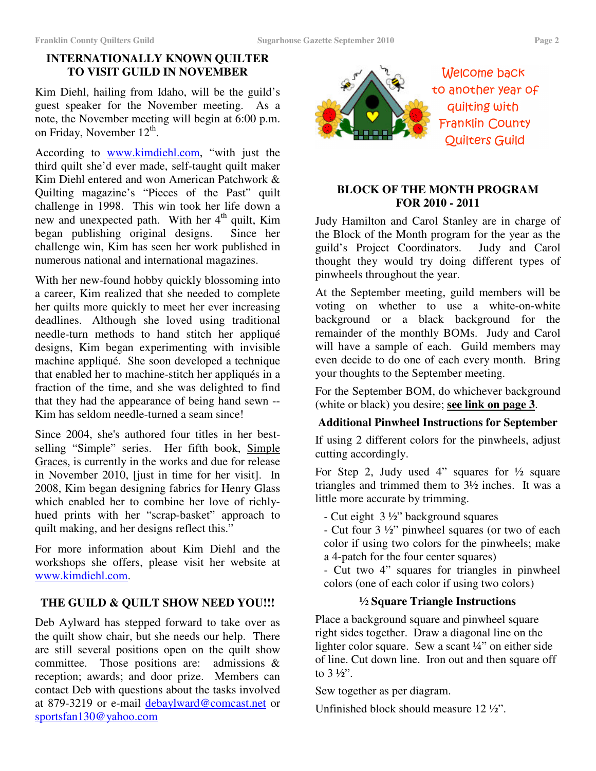## INTERNATIONALLY KNOWN QUILTER TO VISIT GUILD IN NOVEMBER

Kim Diehl, hailing from Idaho, will be the guild's guest speaker for the November meeting. As a note, the November meeting will begin at 6:00 p.m. on Friday, November 12th.

According to www.kimdiehl.com, "with just the third quilt she'd ever made, self-taught quilt maker Kim Diehl entered and won American Patchwork & Quilting magazine's "Pieces of the Past" quilt challenge in 1998. This win took her life down a new and unexpected path. With her 4th quilt, Kim began publishing original designs. Since her challenge win, Kim has seen her work published in numerous national and international magazines.

With her new-found hobby quickly blossoming into a career, Kim realized that she needed to complete her quilts more quickly to meet her ever increasing deadlines. Although she loved using traditional needle-turn methods to hand stitch her appliqué designs, Kim began experimenting with invisible machine appliqué. She soon developed a technique that enabled her to machine-stitch her appliqués in a fraction of the time, and she was delighted to find that they had the appearance of being hand sewn -- Kim has seldom needle-turned a seam since!

Since 2004, she's authored four titles in her best-selling "Simple" series. Her fifth book, Simple Graces, is currently in the works and due for release in November 2010, [just in time for her visit]. In 2008, Kim began designing fabrics for Henry Glass which enabled her to combine her love of richly-hued prints with her "scrap-basket" approach to quilt making, and her designs reflect this."

For more information about Kim Diehl and the workshops she offers, please visit her website at www.kimdiehl.com.

## THE GUILD & QUILT SHOW NEED YOU!!!

Deb Aylward has stepped forward to take over as the quilt show chair, but she needs our help. There are still several positions open on the quilt show committee. Those positions are: admissions & reception; awards; and door prize. Members can contact Deb with questions about the tasks involved at 879-3219 or e-mail debaylward@comcast.net or sportsfan130@yahoo.com

Welcome back to another year of quilting with Franklin County Quilters Guild

## BLOCK OF THE MONTH PROGRAM FOR 2010 - 2011

Judy Hamilton and Carol Stanley are in charge of the Block of the Month program for the year as the guild's Project Coordinators. Judy and Carol thought they would try doing different types of pinwheels throughout the year.

At the September meeting, guild members will be voting on whether to use a white-on-white background or a black background for the remainder of the monthly BOMs. Judy and Carol will have a sample of each. Guild members may even decide to do one of each every month. Bring your thoughts to the September meeting.

For the September BOM, do whichever background (white or black) you desire; **see link on page 3**.

### Additional Pinwheel Instructions for September

If using 2 different colors for the pinwheels, adjust cutting accordingly.

For Step 2, Judy used 4" squares for ½ square triangles and trimmed them to 3½ inches. It was a little more accurate by trimming.

- Cut eight 3 ½" background squares
- Cut four 3 ½" pinwheel squares (or two of each color if using two colors for the pinwheels; make a 4-patch for the four center squares)
- Cut two 4" squares for triangles in pinwheel colors (one of each color if using two colors)

### ½ Square Triangle Instructions

Place a background square and pinwheel square right sides together. Draw a diagonal line on the lighter color square. Sew a scant ¼" on either side of line. Cut down line. Iron out and then square off to 3 ½".

Sew together as per diagram.

Unfinished block should measure 12 ½".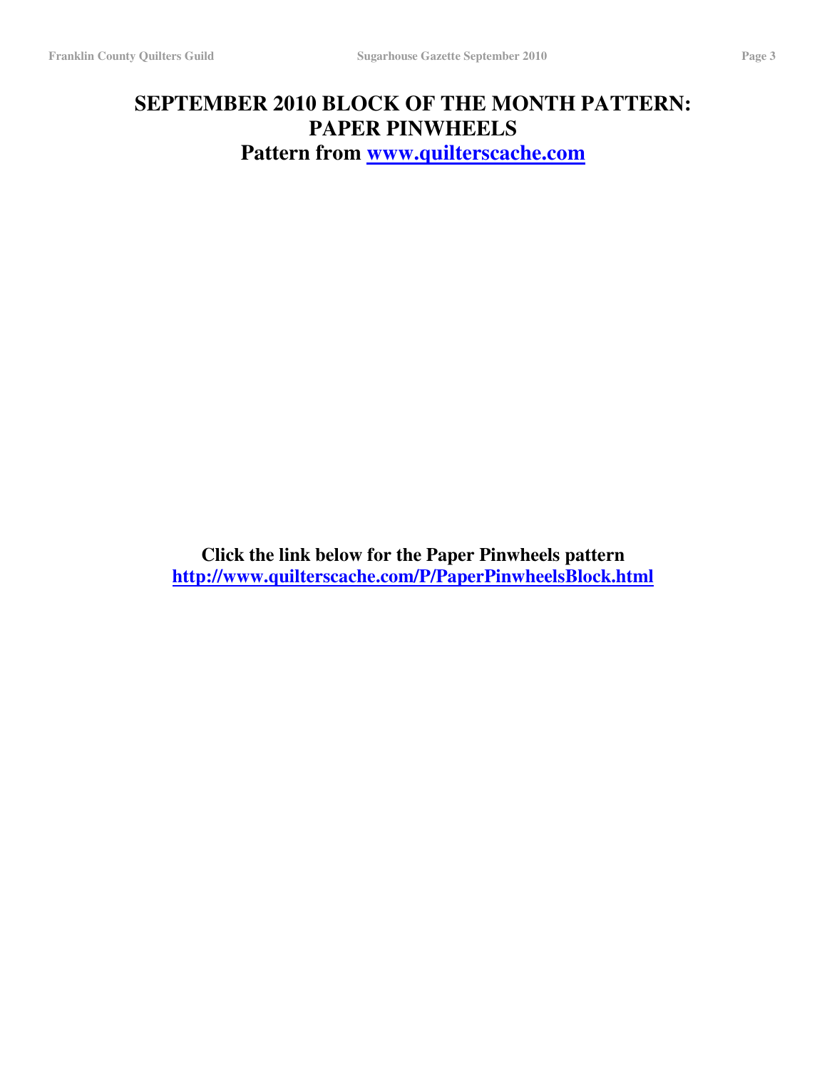# SEPTEMBER 2010 BLOCK OF THE MONTH PATTERN: PAPER PINWHEELS

## Pattern from [www.quilterscache.com](http://www.quilterscache.com)

**Click the link below for the Paper Pinwheels pattern**
**[http://www.quilterscache.com/P/PaperPinwheelsBlock.html](http://www.quilterscache.com/P/PaperPinwheelsBlock.html)**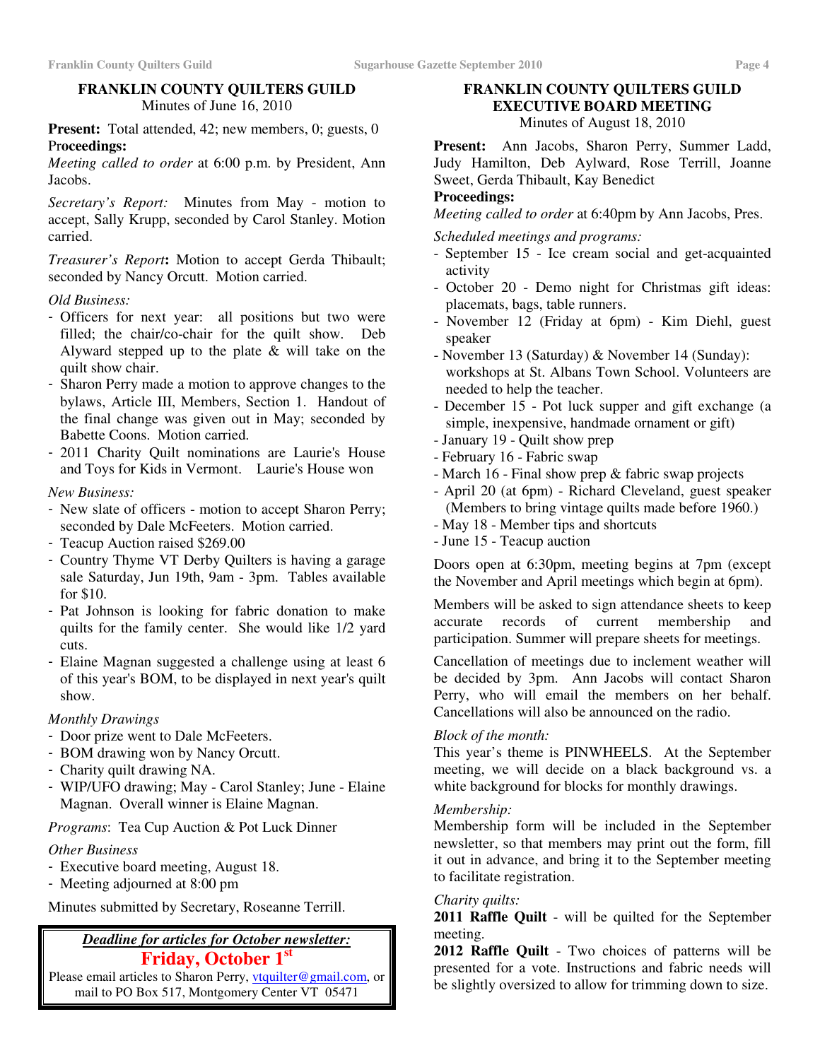## FRANKLIN COUNTY QUILTERS GUILD

Minutes of June 16, 2010

**Present:** Total attended, 42; new members, 0; guests, 0

**Proceedings:**

*Meeting called to order* at 6:00 p.m. by President, Ann Jacobs.

*Secretary's Report:* Minutes from May - motion to accept, Sally Krupp, seconded by Carol Stanley. Motion carried.

*Treasurer's Report***:** Motion to accept Gerda Thibault; seconded by Nancy Orcutt. Motion carried.

*Old Business:*

- Officers for next year: all positions but two were filled; the chair/co-chair for the quilt show. Deb Alyward stepped up to the plate & will take on the quilt show chair.
- Sharon Perry made a motion to approve changes to the bylaws, Article III, Members, Section 1. Handout of the final change was given out in May; seconded by Babette Coons. Motion carried.
- 2011 Charity Quilt nominations are Laurie's House and Toys for Kids in Vermont. Laurie's House won

*New Business:*

- New slate of officers - motion to accept Sharon Perry; seconded by Dale McFeeters. Motion carried.
- Teacup Auction raised $269.00
- Country Thyme VT Derby Quilters is having a garage sale Saturday, Jun 19th, 9am - 3pm. Tables available for $10.
- Pat Johnson is looking for fabric donation to make quilts for the family center. She would like 1/2 yard cuts.
- Elaine Magnan suggested a challenge using at least 6 of this year's BOM, to be displayed in next year's quilt show.

*Monthly Drawings*

- Door prize went to Dale McFeeters.
- BOM drawing won by Nancy Orcutt.
- Charity quilt drawing NA.
- WIP/UFO drawing; May - Carol Stanley; June - Elaine Magnan. Overall winner is Elaine Magnan.

*Programs*: Tea Cup Auction & Pot Luck Dinner

*Other Business*

- Executive board meeting, August 18.
- Meeting adjourned at 8:00 pm

Minutes submitted by Secretary, Roseanne Terrill.

---

***Deadline for articles for October newsletter:***

**Friday, October 1st**

Please email articles to Sharon Perry, vtquilter@gmail.com, or mail to PO Box 517, Montgomery Center VT 05471

---

## FRANKLIN COUNTY QUILTERS GUILD EXECUTIVE BOARD MEETING

Minutes of August 18, 2010

**Present:** Ann Jacobs, Sharon Perry, Summer Ladd, Judy Hamilton, Deb Aylward, Rose Terrill, Joanne Sweet, Gerda Thibault, Kay Benedict

**Proceedings:**

*Meeting called to order* at 6:40pm by Ann Jacobs, Pres.

*Scheduled meetings and programs:*

- September 15 - Ice cream social and get-acquainted activity
- October 20 - Demo night for Christmas gift ideas: placemats, bags, table runners.
- November 12 (Friday at 6pm) - Kim Diehl, guest speaker
- November 13 (Saturday) & November 14 (Sunday): workshops at St. Albans Town School. Volunteers are needed to help the teacher.
- December 15 - Pot luck supper and gift exchange (a simple, inexpensive, handmade ornament or gift)
- January 19 - Quilt show prep
- February 16 - Fabric swap
- March 16 - Final show prep & fabric swap projects
- April 20 (at 6pm) - Richard Cleveland, guest speaker (Members to bring vintage quilts made before 1960.)
- May 18 - Member tips and shortcuts
- June 15 - Teacup auction

Doors open at 6:30pm, meeting begins at 7pm (except the November and April meetings which begin at 6pm).

Members will be asked to sign attendance sheets to keep accurate records of current membership and participation. Summer will prepare sheets for meetings.

Cancellation of meetings due to inclement weather will be decided by 3pm. Ann Jacobs will contact Sharon Perry, who will email the members on her behalf. Cancellations will also be announced on the radio.

*Block of the month:*

This year's theme is PINWHEELS. At the September meeting, we will decide on a black background vs. a white background for blocks for monthly drawings.

*Membership:*

Membership form will be included in the September newsletter, so that members may print out the form, fill it out in advance, and bring it to the September meeting to facilitate registration.

*Charity quilts:*

**2011 Raffle Quilt** - will be quilted for the September meeting.

**2012 Raffle Quilt** - Two choices of patterns will be presented for a vote. Instructions and fabric needs will be slightly oversized to allow for trimming down to size.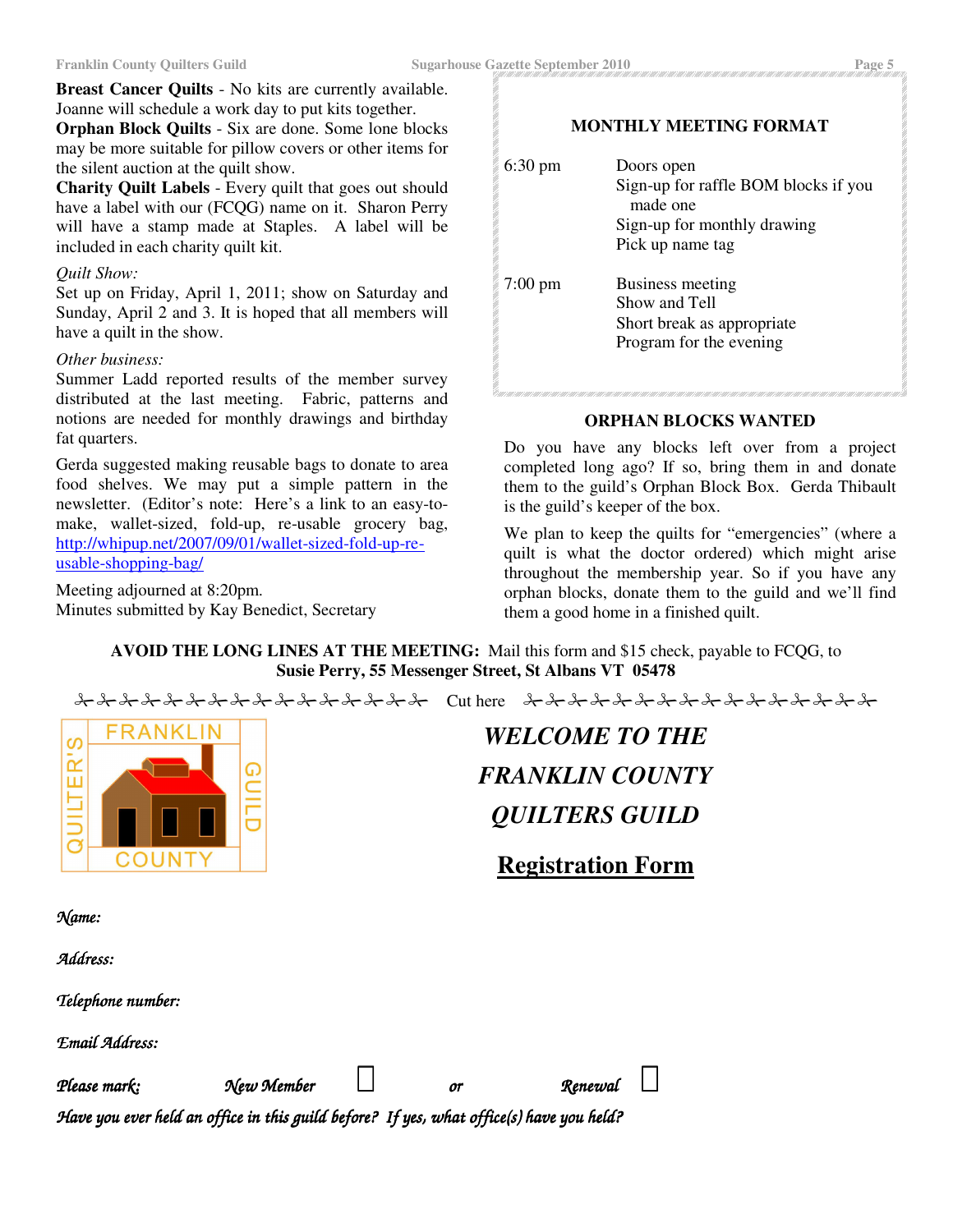**Breast Cancer Quilts** - No kits are currently available. Joanne will schedule a work day to put kits together.

**Orphan Block Quilts** - Six are done. Some lone blocks may be more suitable for pillow covers or other items for the silent auction at the quilt show.

**Charity Quilt Labels** - Every quilt that goes out should have a label with our (FCQG) name on it. Sharon Perry will have a stamp made at Staples. A label will be included in each charity quilt kit.

*Quilt Show:*

Set up on Friday, April 1, 2011; show on Saturday and Sunday, April 2 and 3. It is hoped that all members will have a quilt in the show.

*Other business:*

Summer Ladd reported results of the member survey distributed at the last meeting. Fabric, patterns and notions are needed for monthly drawings and birthday fat quarters.

Gerda suggested making reusable bags to donate to area food shelves. We may put a simple pattern in the newsletter. (Editor's note: Here's a link to an easy-to-make, wallet-sized, fold-up, re-usable grocery bag, http://whipup.net/2007/09/01/wallet-sized-fold-up-re-usable-shopping-bag/

Meeting adjourned at 8:20pm.
Minutes submitted by Kay Benedict, Secretary

## MONTHLY MEETING FORMAT

| | |
|---|---|
| 6:30 pm | Doors open<br>Sign-up for raffle BOM blocks if you made one<br>Sign-up for monthly drawing<br>Pick up name tag |
| 7:00 pm | Business meeting<br>Show and Tell<br>Short break as appropriate<br>Program for the evening |

## ORPHAN BLOCKS WANTED

Do you have any blocks left over from a project completed long ago? If so, bring them in and donate them to the guild's Orphan Block Box. Gerda Thibault is the guild's keeper of the box.

We plan to keep the quilts for "emergencies" (where a quilt is what the doctor ordered) which might arise throughout the membership year. So if you have any orphan blocks, donate them to the guild and we'll find them a good home in a finished quilt.

**AVOID THE LONG LINES AT THE MEETING:** Mail this form and $15 check, payable to FCQG, to **Susie Perry, 55 Messenger Street, St Albans VT 05478**

✂✂✂✂✂✂✂✂✂✂✂✂✂✂✂✂ Cut here ✂✂✂✂✂✂✂✂✂✂✂✂✂✂✂✂

FRANKLIN QUILTER'S GUILD COUNTY

## *WELCOME TO THE FRANKLIN COUNTY QUILTERS GUILD*

## Registration Form

*Name:*

*Address:*

*Telephone number:*

*Email Address:*

*Please mark:* *New Member* ☐ *or* *Renewal* ☐

*Have you ever held an office in this guild before? If yes, what office(s) have you held?*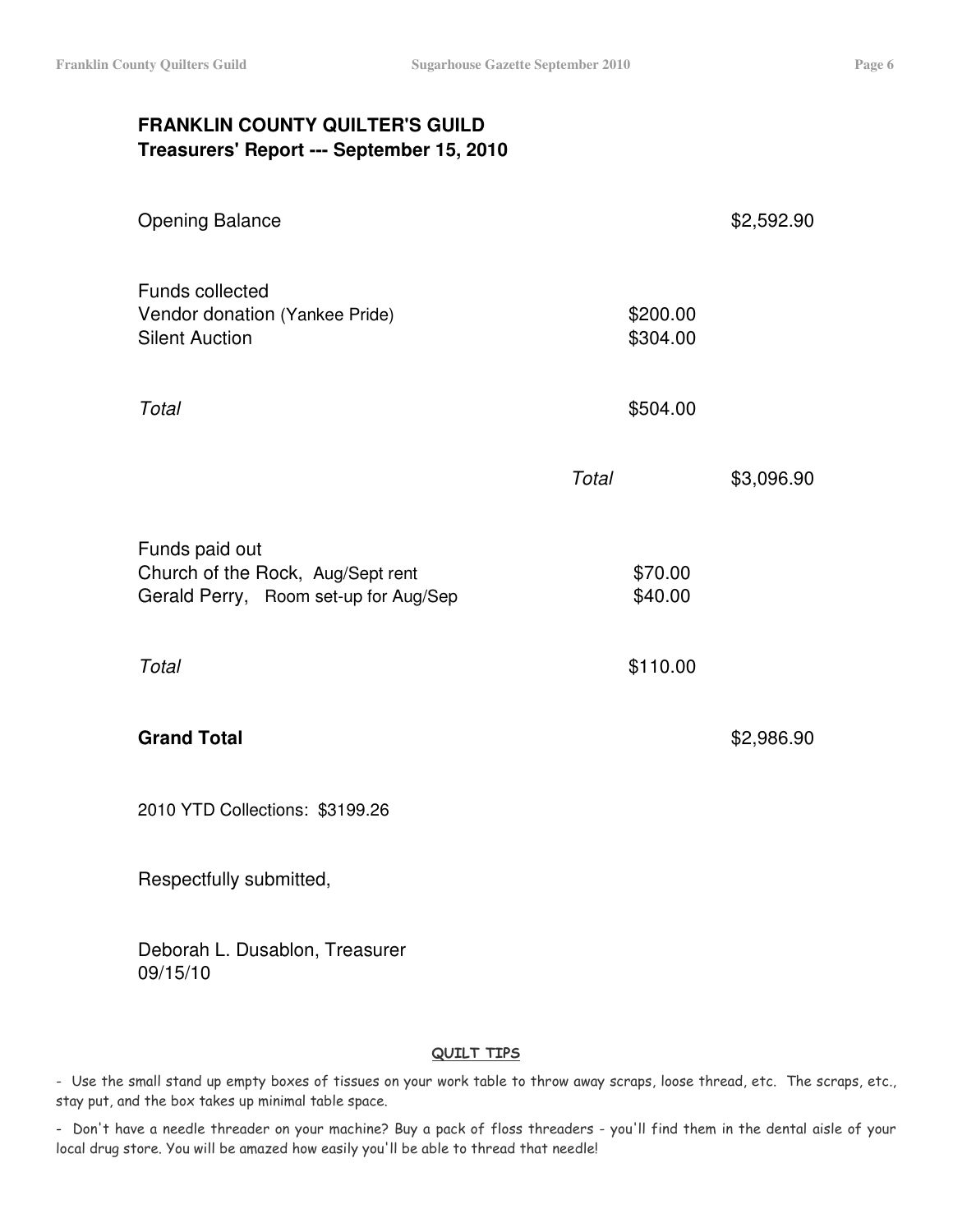## FRANKLIN COUNTY QUILTER'S GUILD
## Treasurers' Report --- September 15, 2010

| | | |
|---|---|---|
| Opening Balance | | $2,592.90 |
| Funds collected | | |
| Vendor donation (Yankee Pride) | $200.00 | |
| Silent Auction | $304.00 | |
| *Total* | $504.00 | |
| | *Total* | $3,096.90 |
| Funds paid out | | |
| Church of the Rock, Aug/Sept rent | $70.00 | |
| Gerald Perry, Room set-up for Aug/Sep | $40.00 | |
| *Total* | $110.00 | |
| **Grand Total** | | $2,986.90 |

2010 YTD Collections: $3199.26

Respectfully submitted,

Deborah L. Dusablon, Treasurer
09/15/10

**QUILT TIPS**

- Use the small stand up empty boxes of tissues on your work table to throw away scraps, loose thread, etc. The scraps, etc., stay put, and the box takes up minimal table space.
- Don't have a needle threader on your machine? Buy a pack of floss threaders - you'll find them in the dental aisle of your local drug store. You will be amazed how easily you'll be able to thread that needle!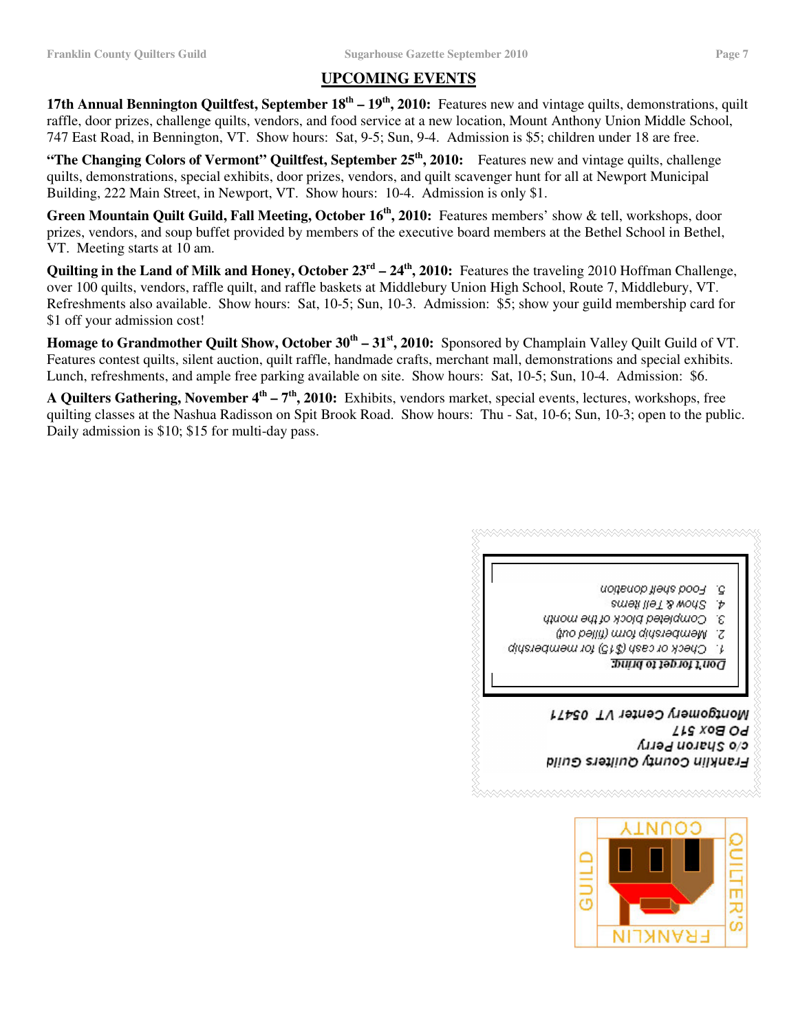## UPCOMING EVENTS

**17th Annual Bennington Quiltfest, September 18th – 19th, 2010:** Features new and vintage quilts, demonstrations, quilt raffle, door prizes, challenge quilts, vendors, and food service at a new location, Mount Anthony Union Middle School, 747 East Road, in Bennington, VT. Show hours: Sat, 9-5; Sun, 9-4. Admission is $5; children under 18 are free.

**"The Changing Colors of Vermont" Quiltfest, September 25th, 2010:** Features new and vintage quilts, challenge quilts, demonstrations, special exhibits, door prizes, vendors, and quilt scavenger hunt for all at Newport Municipal Building, 222 Main Street, in Newport, VT. Show hours: 10-4. Admission is only $1.

**Green Mountain Quilt Guild, Fall Meeting, October 16th, 2010:** Features members' show & tell, workshops, door prizes, vendors, and soup buffet provided by members of the executive board members at the Bethel School in Bethel, VT. Meeting starts at 10 am.

**Quilting in the Land of Milk and Honey, October 23rd – 24th, 2010:** Features the traveling 2010 Hoffman Challenge, over 100 quilts, vendors, raffle quilt, and raffle baskets at Middlebury Union High School, Route 7, Middlebury, VT. Refreshments also available. Show hours: Sat, 10-5; Sun, 10-3. Admission: $5; show your guild membership card for $1 off your admission cost!

**Homage to Grandmother Quilt Show, October 30th – 31st, 2010:** Sponsored by Champlain Valley Quilt Guild of VT. Features contest quilts, silent auction, quilt raffle, handmade crafts, merchant mall, demonstrations and special exhibits. Lunch, refreshments, and ample free parking available on site. Show hours: Sat, 10-5; Sun, 10-4. Admission: $6.

**A Quilters Gathering, November 4th – 7th, 2010:** Exhibits, vendors market, special events, lectures, workshops, free quilting classes at the Nashua Radisson on Spit Brook Road. Show hours: Thu - Sat, 10-6; Sun, 10-3; open to the public. Daily admission is $10; $15 for multi-day pass.

Franklin County Quilters Guild
c/o Sharon Perry
PO Box 517
Montgomery Center VT 05471

***Don't forget to bring:***

1. Check or cash ($15) for membership
2. Membership form (filled out)
3. Completed block of the month
4. Show & Tell items
5. Food shelf donation

FRANKLIN COUNTY QUILTER'S GUILD